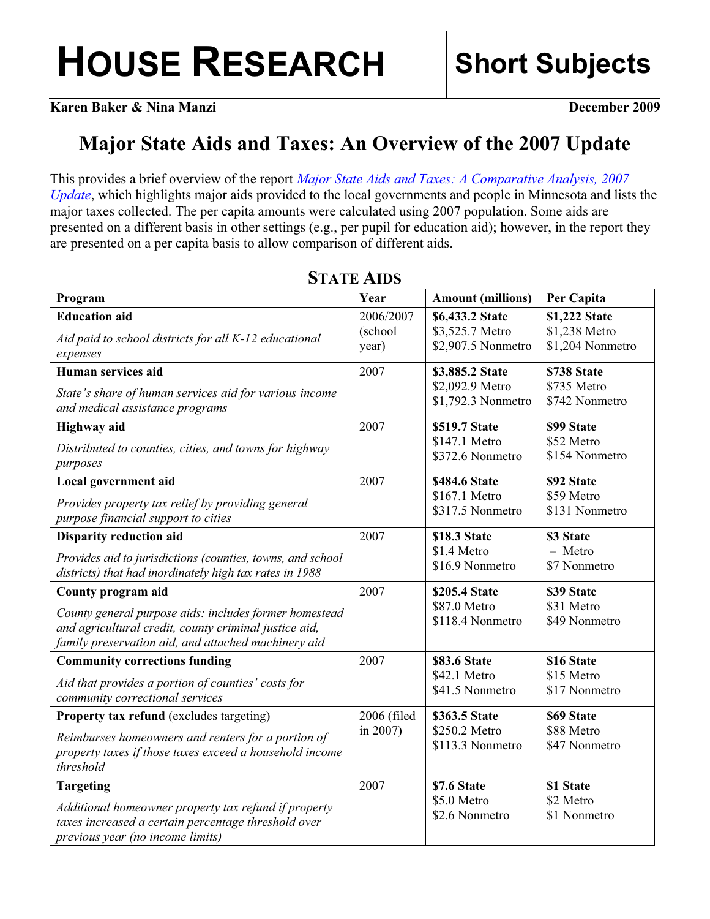# HOUSE RESEARCH | Short Subjects

**Karen Baker & Nina Manzi** **December 2009**

## Major State Aids and Taxes: An Overview of the 2007 Update

This provides a brief overview of the report *Major State Aids and Taxes: A Comparative Analysis, 2007 Update*, which highlights major aids provided to the local governments and people in Minnesota and lists the major taxes collected. The per capita amounts were calculated using 2007 population. Some aids are presented on a different basis in other settings (e.g., per pupil for education aid); however, in the report they are presented on a per capita basis to allow comparison of different aids.

### STATE AIDS

| Program | Year | Amount (millions) | Per Capita |
|---|---|---|---|
| **Education aid**<br>*Aid paid to school districts for all K-12 educational expenses* | 2006/2007 (school year) | **\$6,433.2 State**<br>\$3,525.7 Metro<br>\$2,907.5 Nonmetro | **\$1,222 State**<br>\$1,238 Metro<br>\$1,204 Nonmetro |
| **Human services aid**<br>*State's share of human services aid for various income and medical assistance programs* | 2007 | **\$3,885.2 State**<br>\$2,092.9 Metro<br>\$1,792.3 Nonmetro | **\$738 State**<br>\$735 Metro<br>\$742 Nonmetro |
| **Highway aid**<br>*Distributed to counties, cities, and towns for highway purposes* | 2007 | **\$519.7 State**<br>\$147.1 Metro<br>\$372.6 Nonmetro | **\$99 State**<br>\$52 Metro<br>\$154 Nonmetro |
| **Local government aid**<br>*Provides property tax relief by providing general purpose financial support to cities* | 2007 | **\$484.6 State**<br>\$167.1 Metro<br>\$317.5 Nonmetro | **\$92 State**<br>\$59 Metro<br>\$131 Nonmetro |
| **Disparity reduction aid**<br>*Provides aid to jurisdictions (counties, towns, and school districts) that had inordinately high tax rates in 1988* | 2007 | **\$18.3 State**<br>\$1.4 Metro<br>\$16.9 Nonmetro | **\$3 State**<br>– Metro<br>\$7 Nonmetro |
| **County program aid**<br>*County general purpose aids: includes former homestead and agricultural credit, county criminal justice aid, family preservation aid, and attached machinery aid* | 2007 | **\$205.4 State**<br>\$87.0 Metro<br>\$118.4 Nonmetro | **\$39 State**<br>\$31 Metro<br>\$49 Nonmetro |
| **Community corrections funding**<br>*Aid that provides a portion of counties' costs for community correctional services* | 2007 | **\$83.6 State**<br>\$42.1 Metro<br>\$41.5 Nonmetro | **\$16 State**<br>\$15 Metro<br>\$17 Nonmetro |
| **Property tax refund** (excludes targeting)<br>*Reimburses homeowners and renters for a portion of property taxes if those taxes exceed a household income threshold* | 2006 (filed in 2007) | **\$363.5 State**<br>\$250.2 Metro<br>\$113.3 Nonmetro | **\$69 State**<br>\$88 Metro<br>\$47 Nonmetro |
| **Targeting**<br>*Additional homeowner property tax refund if property taxes increased a certain percentage threshold over previous year (no income limits)* | 2007 | **\$7.6 State**<br>\$5.0 Metro<br>\$2.6 Nonmetro | **\$1 State**<br>\$2 Metro<br>\$1 Nonmetro |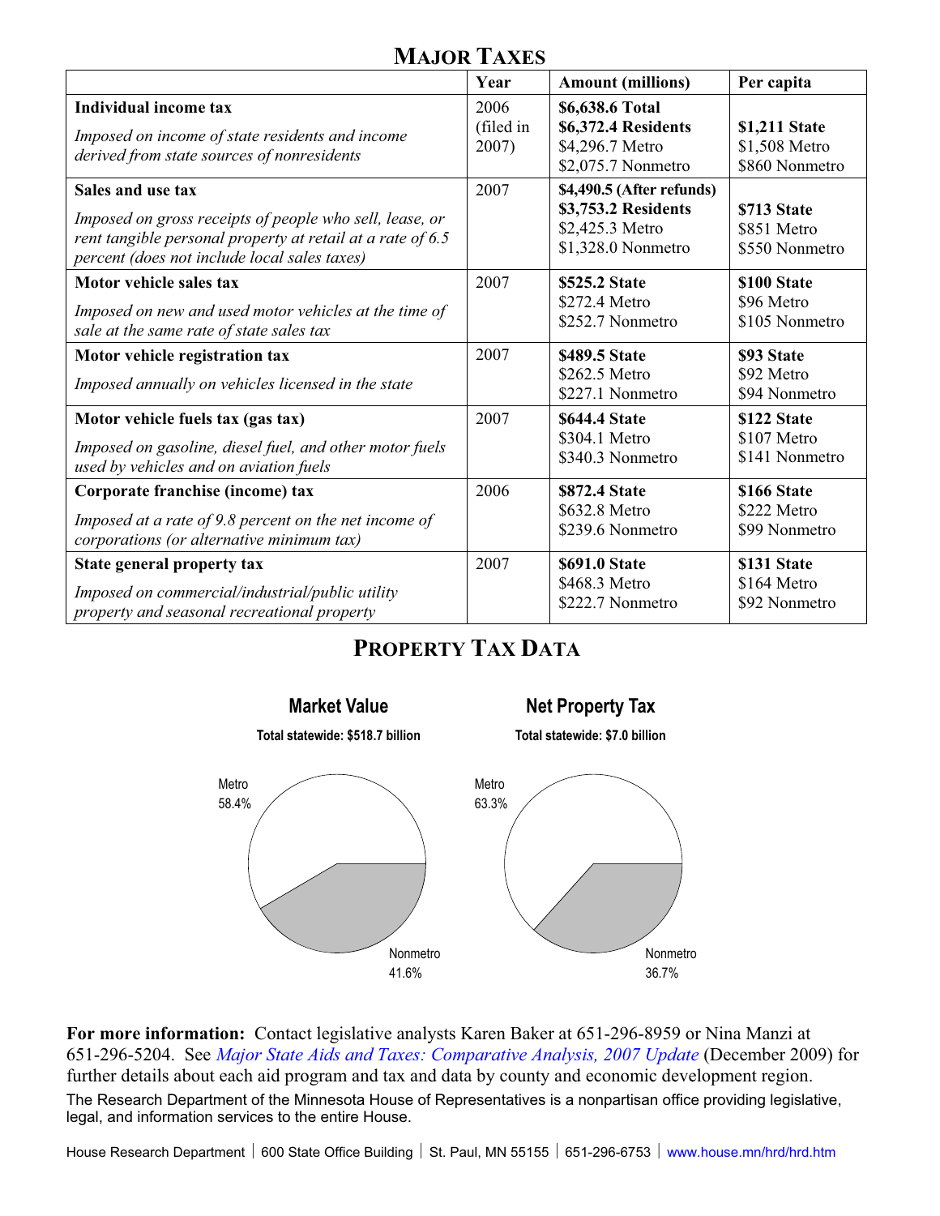## Major Taxes

| | Year | Amount (millions) | Per capita |
|---|---|---|---|
| **Individual income tax**<br>*Imposed on income of state residents and income derived from state sources of nonresidents* | 2006 (filed in 2007) | **$6,638.6 Total**<br>**$6,372.4 Residents**<br>$4,296.7 Metro<br>$2,075.7 Nonmetro | **$1,211 State**<br>$1,508 Metro<br>$860 Nonmetro |
| **Sales and use tax**<br>*Imposed on gross receipts of people who sell, lease, or rent tangible personal property at retail at a rate of 6.5 percent (does not include local sales taxes)* | 2007 | **$4,490.5 (After refunds)**<br>**$3,753.2 Residents**<br>$2,425.3 Metro<br>$1,328.0 Nonmetro | **$713 State**<br>$851 Metro<br>$550 Nonmetro |
| **Motor vehicle sales tax**<br>*Imposed on new and used motor vehicles at the time of sale at the same rate of state sales tax* | 2007 | **$525.2 State**<br>$272.4 Metro<br>$252.7 Nonmetro | **$100 State**<br>$96 Metro<br>$105 Nonmetro |
| **Motor vehicle registration tax**<br>*Imposed annually on vehicles licensed in the state* | 2007 | **$489.5 State**<br>$262.5 Metro<br>$227.1 Nonmetro | **$93 State**<br>$92 Metro<br>$94 Nonmetro |
| **Motor vehicle fuels tax (gas tax)**<br>*Imposed on gasoline, diesel fuel, and other motor fuels used by vehicles and on aviation fuels* | 2007 | **$644.4 State**<br>$304.1 Metro<br>$340.3 Nonmetro | **$122 State**<br>$107 Metro<br>$141 Nonmetro |
| **Corporate franchise (income) tax**<br>*Imposed at a rate of 9.8 percent on the net income of corporations (or alternative minimum tax)* | 2006 | **$872.4 State**<br>$632.8 Metro<br>$239.6 Nonmetro | **$166 State**<br>$222 Metro<br>$99 Nonmetro |
| **State general property tax**<br>*Imposed on commercial/industrial/public utility property and seasonal recreational property* | 2007 | **$691.0 State**<br>$468.3 Metro<br>$222.7 Nonmetro | **$131 State**<br>$164 Metro<br>$92 Nonmetro |

## Property Tax Data

**Market Value**

Total statewide: $518.7 billion

Metro 58.4%

Nonmetro 41.6%

**Net Property Tax**

Total statewide: $7.0 billion

Metro 63.3%

Nonmetro 36.7%

**For more information:** Contact legislative analysts Karen Baker at 651-296-8959 or Nina Manzi at 651-296-5204. See *Major State Aids and Taxes: Comparative Analysis, 2007 Update* (December 2009) for further details about each aid program and tax and data by county and economic development region.

The Research Department of the Minnesota House of Representatives is a nonpartisan office providing legislative, legal, and information services to the entire House.

House Research Department | 600 State Office Building | St. Paul, MN 55155 | 651-296-6753 | www.house.mn/hrd/hrd.htm